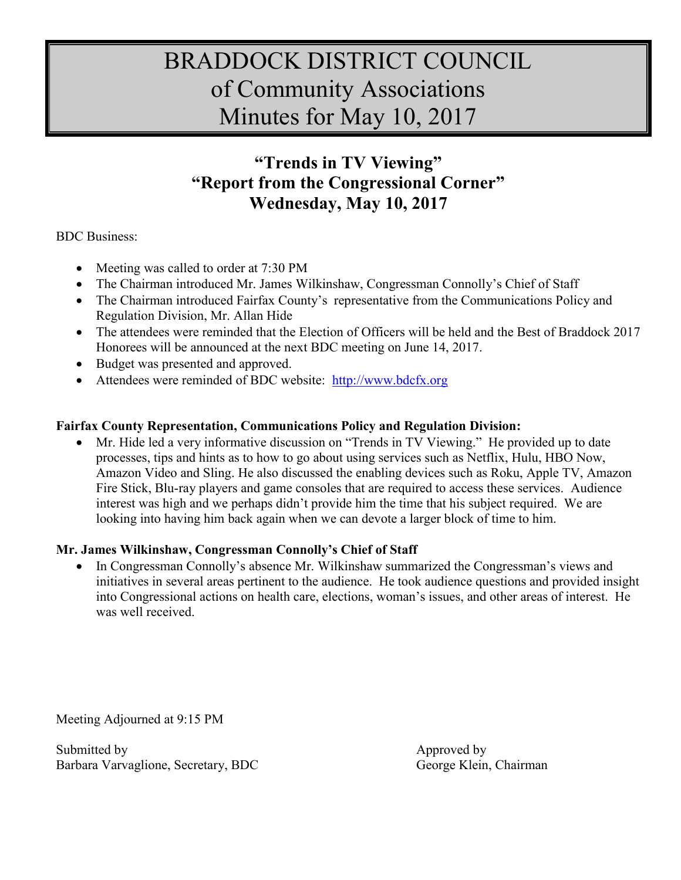# BRADDOCK DISTRICT COUNCIL
# of Community Associations
# Minutes for May 10, 2017

## "Trends in TV Viewing"
## "Report from the Congressional Corner"
## Wednesday, May 10, 2017

BDC Business:

- Meeting was called to order at 7:30 PM
- The Chairman introduced Mr. James Wilkinshaw, Congressman Connolly's Chief of Staff
- The Chairman introduced Fairfax County's representative from the Communications Policy and Regulation Division, Mr. Allan Hide
- The attendees were reminded that the Election of Officers will be held and the Best of Braddock 2017 Honorees will be announced at the next BDC meeting on June 14, 2017.
- Budget was presented and approved.
- Attendees were reminded of BDC website: http://www.bdcfx.org

**Fairfax County Representation, Communications Policy and Regulation Division:**

- Mr. Hide led a very informative discussion on "Trends in TV Viewing." He provided up to date processes, tips and hints as to how to go about using services such as Netflix, Hulu, HBO Now, Amazon Video and Sling. He also discussed the enabling devices such as Roku, Apple TV, Amazon Fire Stick, Blu-ray players and game consoles that are required to access these services. Audience interest was high and we perhaps didn't provide him the time that his subject required. We are looking into having him back again when we can devote a larger block of time to him.

**Mr. James Wilkinshaw, Congressman Connolly's Chief of Staff**

- In Congressman Connolly's absence Mr. Wilkinshaw summarized the Congressman's views and initiatives in several areas pertinent to the audience. He took audience questions and provided insight into Congressional actions on health care, elections, woman's issues, and other areas of interest. He was well received.

Meeting Adjourned at 9:15 PM

Submitted by
Barbara Varvaglione, Secretary, BDC

Approved by
George Klein, Chairman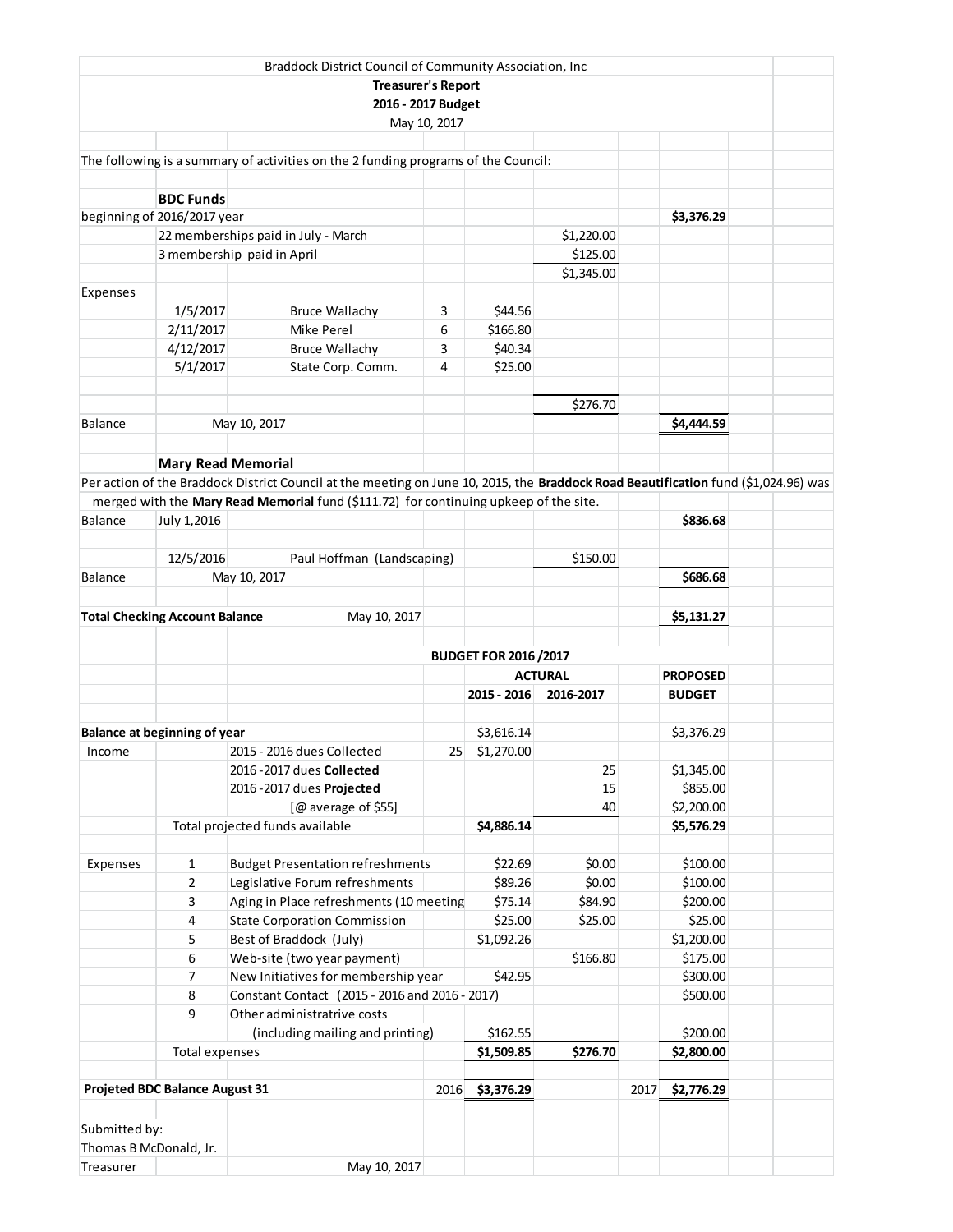Braddock District Council of Community Association, Inc

**Treasurer's Report**

**2016 - 2017 Budget**

May 10, 2017

The following is a summary of activities on the 2 funding programs of the Council:

**BDC Funds**

| | | | | | | |
|---|---|---|---|---|---|---|
| beginning of 2016/2017 year | | | | | | **$3,376.29** |
| | 22 memberships paid in July - March | | | | $1,220.00 | |
| | 3 membership paid in April | | | | $125.00 | |
| | | | | | $1,345.00 | |
| Expenses | | | | | | |
| | 1/5/2017 | Bruce Wallachy | 3 | $44.56 | | |
| | 2/11/2017 | Mike Perel | 6 | $166.80 | | |
| | 4/12/2017 | Bruce Wallachy | 3 | $40.34 | | |
| | 5/1/2017 | State Corp. Comm. | 4 | $25.00 | | |
| | | | | | $276.70 | |
| Balance | May 10, 2017 | | | | | **$4,444.59** |

**Mary Read Memorial**

Per action of the Braddock District Council at the meeting on June 10, 2015, the **Braddock Road Beautification** fund ($1,024.96) was merged with the **Mary Read Memorial** fund ($111.72) for continuing upkeep of the site.

| | | | | |
|---|---|---|---|---|
| Balance | July 1,2016 | | | **$836.68** |
| | 12/5/2016 | Paul Hoffman (Landscaping) | $150.00 | |
| Balance | May 10, 2017 | | | **$686.68** |
| **Total Checking Account Balance** | May 10, 2017 | | | **$5,131.27** |

**BUDGET FOR 2016 /2017**

| | | | | ACTURAL 2015 - 2016 | ACTURAL 2016-2017 | | PROPOSED BUDGET |
|---|---|---|---|---|---|---|---|
| **Balance at beginning of year** | | | | $3,616.14 | | | $3,376.29 |
| Income | | 2015 - 2016 dues Collected | 25 | $1,270.00 | | | |
| | | 2016 -2017 dues **Collected** | | | 25 | | $1,345.00 |
| | | 2016 -2017 dues **Projected** | | | 15 | | $855.00 |
| | | [@ average of $55] | | | 40 | | $2,200.00 |
| | Total projected funds available | | | **$4,886.14** | | | **$5,576.29** |
| Expenses | 1 | Budget Presentation refreshments | | $22.69 | $0.00 | | $100.00 |
| | 2 | Legislative Forum refreshments | | $89.26 | $0.00 | | $100.00 |
| | 3 | Aging in Place refreshments (10 meeting | | $75.14 | $84.90 | | $200.00 |
| | 4 | State Corporation Commission | | $25.00 | $25.00 | | $25.00 |
| | 5 | Best of Braddock (July) | | $1,092.26 | | | $1,200.00 |
| | 6 | Web-site (two year payment) | | | $166.80 | | $175.00 |
| | 7 | New Initiatives for membership year | | $42.95 | | | $300.00 |
| | 8 | Constant Contact (2015 - 2016 and 2016 - 2017) | | | | | $500.00 |
| | 9 | Other administratrive costs (including mailing and printing) | | $162.55 | | | $200.00 |
| | Total expenses | | | **$1,509.85** | **$276.70** | | **$2,800.00** |
| **Projeted BDC Balance August 31** | | | 2016 | **$3,376.29** | | 2017 | **$2,776.29** |

Submitted by:

Thomas B McDonald, Jr.

Treasurer — May 10, 2017